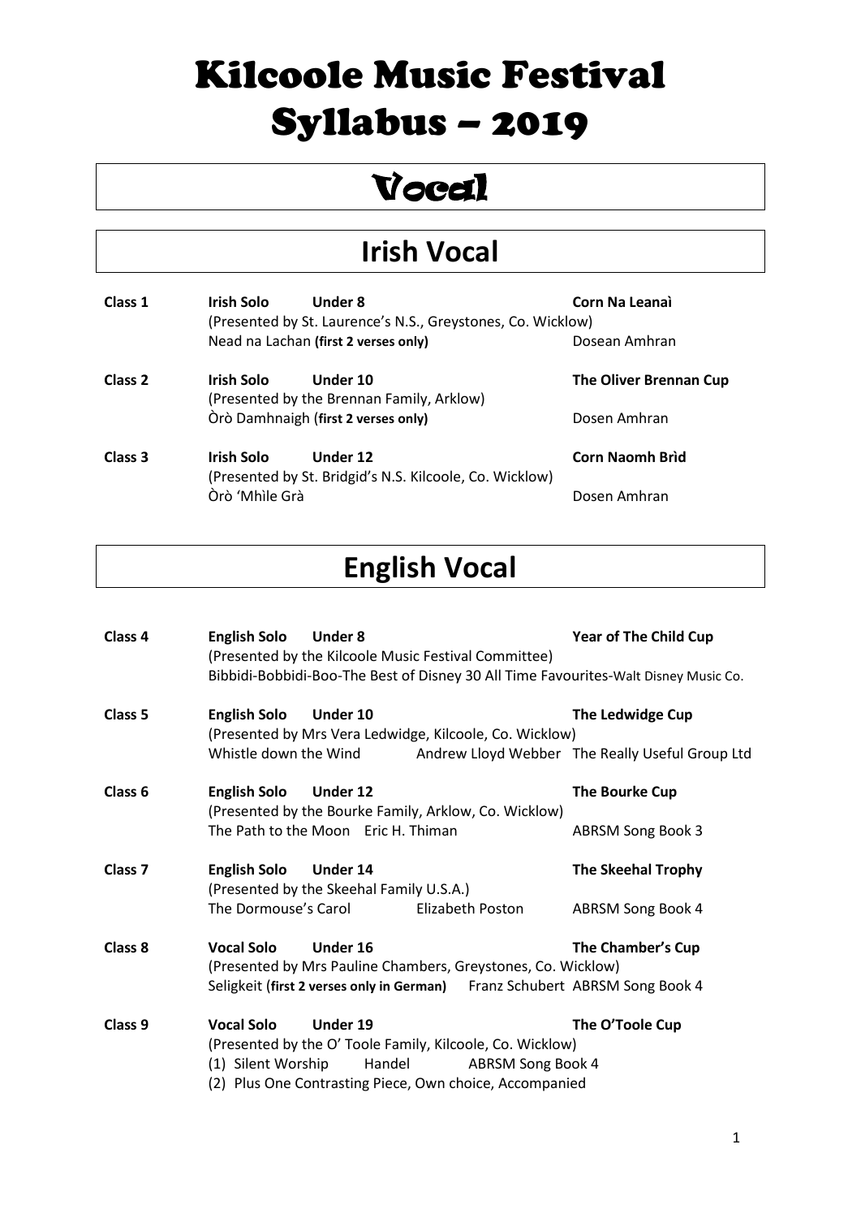# Kilcoole Music Festival Syllabus – 2019

## Vocal

### Irish Vocal

**Class 1** **Irish Solo** **Under 8** **Corn Na Leanaì**
(Presented by St. Laurence's N.S., Greystones, Co. Wicklow)
Nead na Lachan **(first 2 verses only)** Dosean Amhran

**Class 2** **Irish Solo** **Under 10** **The Oliver Brennan Cup**
(Presented by the Brennan Family, Arklow)
Òrò Damhnaigh (**first 2 verses only)** Dosen Amhran

**Class 3** **Irish Solo** **Under 12** **Corn Naomh Brìd**
(Presented by St. Bridgid's N.S. Kilcoole, Co. Wicklow)
Òrò 'Mhìle Grà Dosen Amhran

### English Vocal

**Class 4** **English Solo** **Under 8** **Year of The Child Cup**
(Presented by the Kilcoole Music Festival Committee)
Bibbidi-Bobbidi-Boo-The Best of Disney 30 All Time Favourites-Walt Disney Music Co.

**Class 5** **English Solo** **Under 10** **The Ledwidge Cup**
(Presented by Mrs Vera Ledwidge, Kilcoole, Co. Wicklow)
Whistle down the Wind Andrew Lloyd Webber The Really Useful Group Ltd

**Class 6** **English Solo** **Under 12** **The Bourke Cup**
(Presented by the Bourke Family, Arklow, Co. Wicklow)
The Path to the Moon Eric H. Thiman ABRSM Song Book 3

**Class 7** **English Solo** **Under 14** **The Skeehal Trophy**
(Presented by the Skeehal Family U.S.A.)
The Dormouse's Carol Elizabeth Poston ABRSM Song Book 4

**Class 8** **Vocal Solo** **Under 16** **The Chamber's Cup**
(Presented by Mrs Pauline Chambers, Greystones, Co. Wicklow)
Seligkeit (**first 2 verses only in German)** Franz Schubert ABRSM Song Book 4

**Class 9** **Vocal Solo** **Under 19** **The O'Toole Cup**
(Presented by the O' Toole Family, Kilcoole, Co. Wicklow)
(1) Silent Worship Handel ABRSM Song Book 4
(2) Plus One Contrasting Piece, Own choice, Accompanied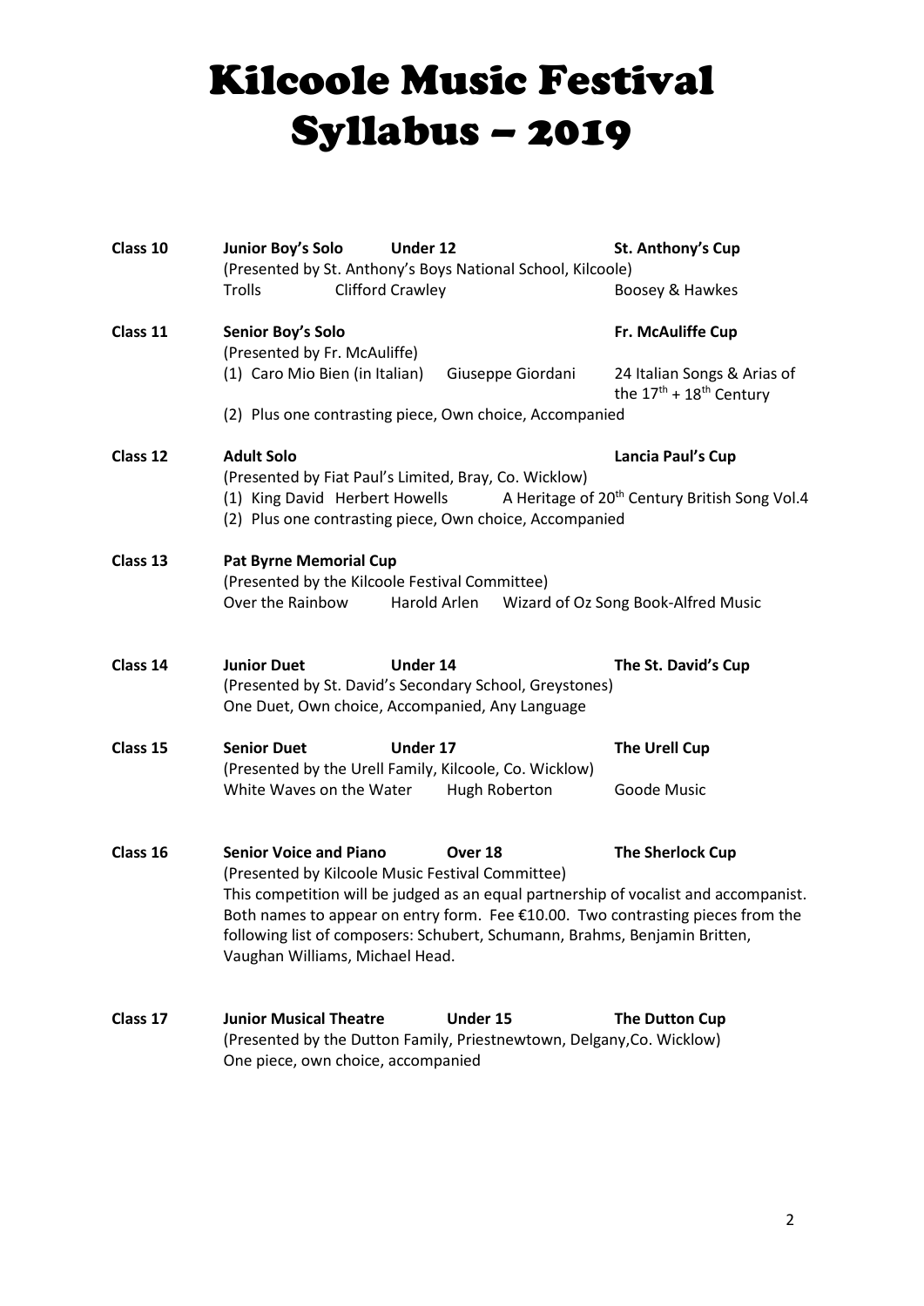# Kilcoole Music Festival Syllabus – 2019

**Class 10** **Junior Boy's Solo** **Under 12** **St. Anthony's Cup**
(Presented by St. Anthony's Boys National School, Kilcoole)
Trolls Clifford Crawley Boosey & Hawkes

**Class 11** **Senior Boy's Solo** **Fr. McAuliffe Cup**
(Presented by Fr. McAuliffe)
(1) Caro Mio Bien (in Italian) Giuseppe Giordani 24 Italian Songs & Arias of the 17th + 18th Century
(2) Plus one contrasting piece, Own choice, Accompanied

**Class 12** **Adult Solo** **Lancia Paul's Cup**
(Presented by Fiat Paul's Limited, Bray, Co. Wicklow)
(1) King David Herbert Howells A Heritage of 20th Century British Song Vol.4
(2) Plus one contrasting piece, Own choice, Accompanied

**Class 13** **Pat Byrne Memorial Cup**
(Presented by the Kilcoole Festival Committee)
Over the Rainbow Harold Arlen Wizard of Oz Song Book-Alfred Music

**Class 14** **Junior Duet** **Under 14** **The St. David's Cup**
(Presented by St. David's Secondary School, Greystones)
One Duet, Own choice, Accompanied, Any Language

**Class 15** **Senior Duet** **Under 17** **The Urell Cup**
(Presented by the Urell Family, Kilcoole, Co. Wicklow)
White Waves on the Water Hugh Roberton Goode Music

**Class 16** **Senior Voice and Piano** **Over 18** **The Sherlock Cup**
(Presented by Kilcoole Music Festival Committee)
This competition will be judged as an equal partnership of vocalist and accompanist. Both names to appear on entry form. Fee €10.00. Two contrasting pieces from the following list of composers: Schubert, Schumann, Brahms, Benjamin Britten, Vaughan Williams, Michael Head.

**Class 17** **Junior Musical Theatre** **Under 15** **The Dutton Cup**
(Presented by the Dutton Family, Priestnewtown, Delgany,Co. Wicklow)
One piece, own choice, accompanied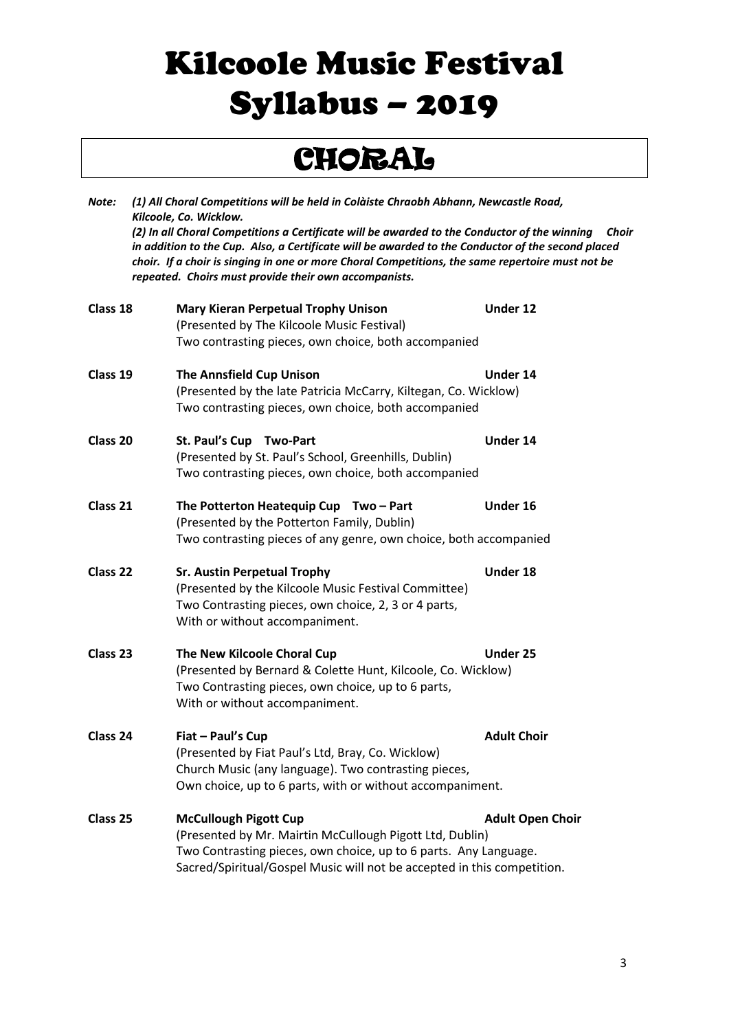# Kilcoole Music Festival Syllabus – 2019

## CHORAL

***Note:*** ***(1) All Choral Competitions will be held in Colàiste Chraobh Abhann, Newcastle Road, Kilcoole, Co. Wicklow.***
***(2) In all Choral Competitions a Certificate will be awarded to the Conductor of the winning Choir in addition to the Cup. Also, a Certificate will be awarded to the Conductor of the second placed choir. If a choir is singing in one or more Choral Competitions, the same repertoire must not be repeated. Choirs must provide their own accompanists.***

**Class 18** — **Mary Kieran Perpetual Trophy Unison** — **Under 12**
(Presented by The Kilcoole Music Festival)
Two contrasting pieces, own choice, both accompanied

**Class 19** — **The Annsfield Cup Unison** — **Under 14**
(Presented by the late Patricia McCarry, Kiltegan, Co. Wicklow)
Two contrasting pieces, own choice, both accompanied

**Class 20** — **St. Paul's Cup Two-Part** — **Under 14**
(Presented by St. Paul's School, Greenhills, Dublin)
Two contrasting pieces, own choice, both accompanied

**Class 21** — **The Potterton Heatequip Cup Two – Part** — **Under 16**
(Presented by the Potterton Family, Dublin)
Two contrasting pieces of any genre, own choice, both accompanied

**Class 22** — **Sr. Austin Perpetual Trophy** — **Under 18**
(Presented by the Kilcoole Music Festival Committee)
Two Contrasting pieces, own choice, 2, 3 or 4 parts,
With or without accompaniment.

**Class 23** — **The New Kilcoole Choral Cup** — **Under 25**
(Presented by Bernard & Colette Hunt, Kilcoole, Co. Wicklow)
Two Contrasting pieces, own choice, up to 6 parts,
With or without accompaniment.

**Class 24** — **Fiat – Paul's Cup** — **Adult Choir**
(Presented by Fiat Paul's Ltd, Bray, Co. Wicklow)
Church Music (any language). Two contrasting pieces,
Own choice, up to 6 parts, with or without accompaniment.

**Class 25** — **McCullough Pigott Cup** — **Adult Open Choir**
(Presented by Mr. Mairtin McCullough Pigott Ltd, Dublin)
Two Contrasting pieces, own choice, up to 6 parts. Any Language.
Sacred/Spiritual/Gospel Music will not be accepted in this competition.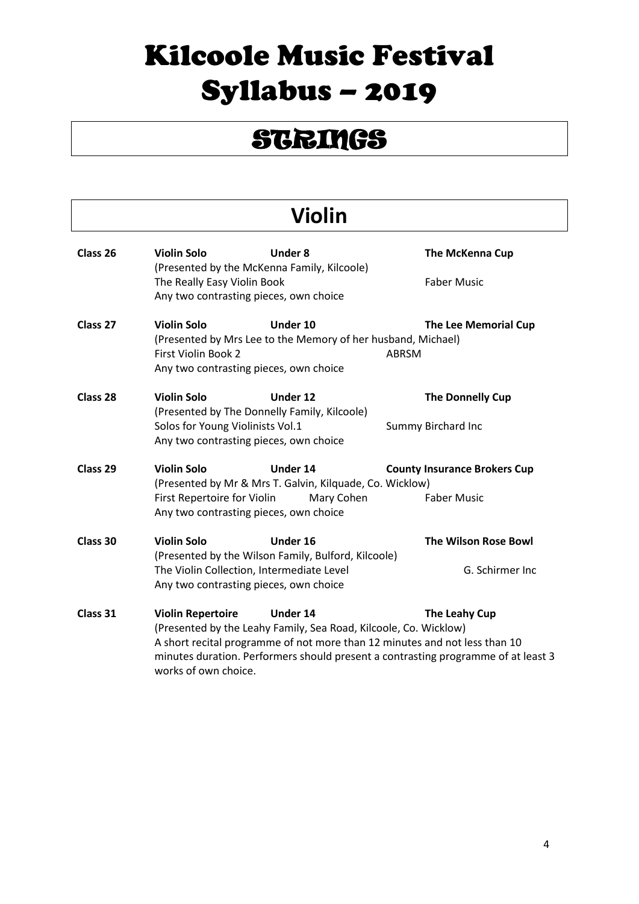# Kilcoole Music Festival Syllabus – 2019

## STRINGS

## Violin

**Class 26** **Violin Solo** **Under 8** **The McKenna Cup**
(Presented by the McKenna Family, Kilcoole)
The Really Easy Violin Book — Faber Music
Any two contrasting pieces, own choice

**Class 27** **Violin Solo** **Under 10** **The Lee Memorial Cup**
(Presented by Mrs Lee to the Memory of her husband, Michael)
First Violin Book 2 — ABRSM
Any two contrasting pieces, own choice

**Class 28** **Violin Solo** **Under 12** **The Donnelly Cup**
(Presented by The Donnelly Family, Kilcoole)
Solos for Young Violinists Vol.1 — Summy Birchard Inc
Any two contrasting pieces, own choice

**Class 29** **Violin Solo** **Under 14** **County Insurance Brokers Cup**
(Presented by Mr & Mrs T. Galvin, Kilquade, Co. Wicklow)
First Repertoire for Violin — Mary Cohen — Faber Music
Any two contrasting pieces, own choice

**Class 30** **Violin Solo** **Under 16** **The Wilson Rose Bowl**
(Presented by the Wilson Family, Bulford, Kilcoole)
The Violin Collection, Intermediate Level — G. Schirmer Inc
Any two contrasting pieces, own choice

**Class 31** **Violin Repertoire** **Under 14** **The Leahy Cup**
(Presented by the Leahy Family, Sea Road, Kilcoole, Co. Wicklow)
A short recital programme of not more than 12 minutes and not less than 10 minutes duration. Performers should present a contrasting programme of at least 3 works of own choice.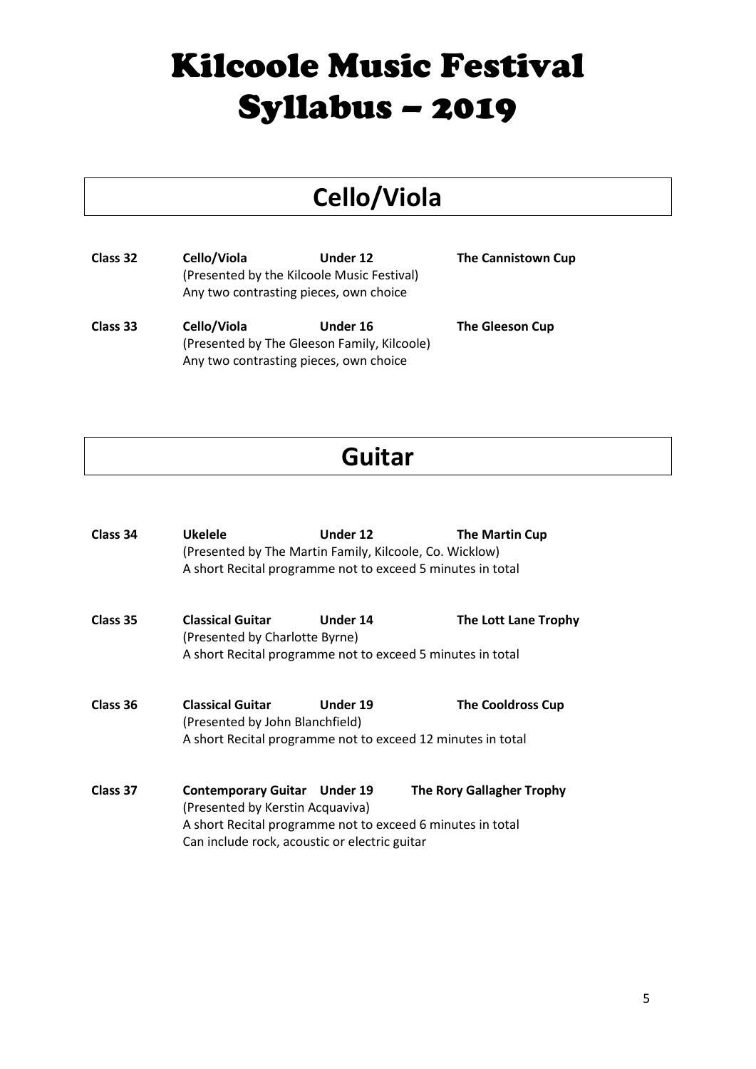# Kilcoole Music Festival Syllabus – 2019

## Cello/Viola

**Class 32** **Cello/Viola** **Under 12** **The Cannistown Cup**
(Presented by the Kilcoole Music Festival)
Any two contrasting pieces, own choice

**Class 33** **Cello/Viola** **Under 16** **The Gleeson Cup**
(Presented by The Gleeson Family, Kilcoole)
Any two contrasting pieces, own choice

## Guitar

**Class 34** **Ukelele** **Under 12** **The Martin Cup**
(Presented by The Martin Family, Kilcoole, Co. Wicklow)
A short Recital programme not to exceed 5 minutes in total

**Class 35** **Classical Guitar** **Under 14** **The Lott Lane Trophy**
(Presented by Charlotte Byrne)
A short Recital programme not to exceed 5 minutes in total

**Class 36** **Classical Guitar** **Under 19** **The Cooldross Cup**
(Presented by John Blanchfield)
A short Recital programme not to exceed 12 minutes in total

**Class 37** **Contemporary Guitar** **Under 19** **The Rory Gallagher Trophy**
(Presented by Kerstin Acquaviva)
A short Recital programme not to exceed 6 minutes in total
Can include rock, acoustic or electric guitar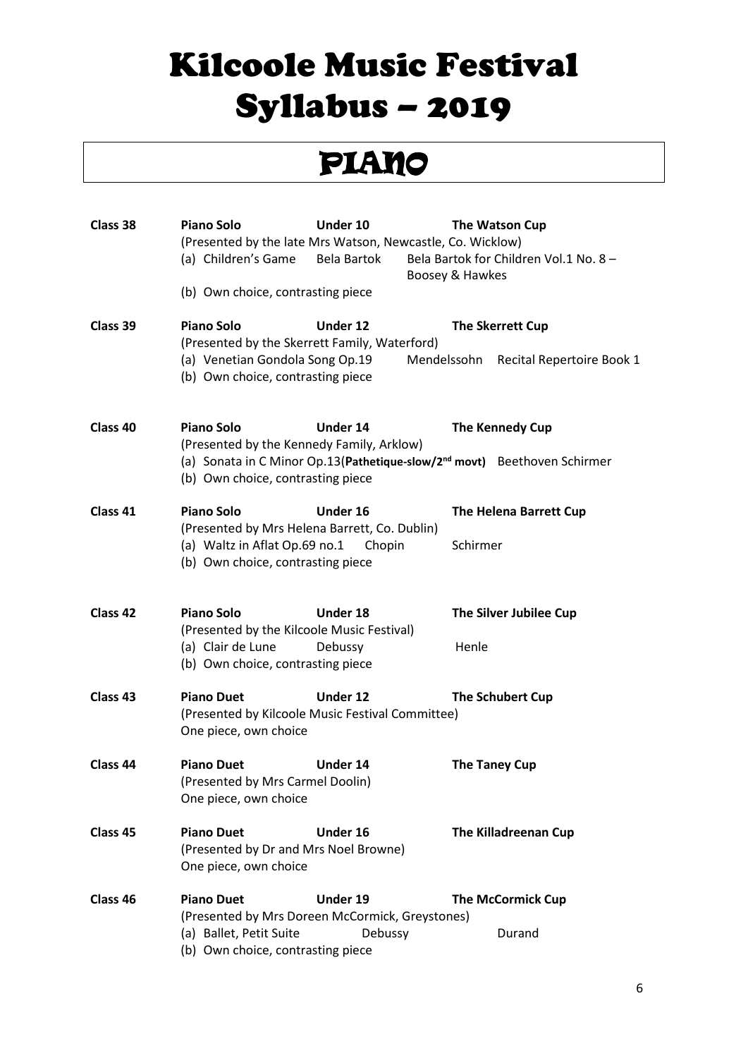# Kilcoole Music Festival Syllabus – 2019

## PIANO

**Class 38** **Piano Solo** **Under 10** **The Watson Cup**
(Presented by the late Mrs Watson, Newcastle, Co. Wicklow)
(a) Children's Game Bela Bartok Bela Bartok for Children Vol.1 No. 8 – Boosey & Hawkes
(b) Own choice, contrasting piece

**Class 39** **Piano Solo** **Under 12** **The Skerrett Cup**
(Presented by the Skerrett Family, Waterford)
(a) Venetian Gondola Song Op.19 Mendelssohn Recital Repertoire Book 1
(b) Own choice, contrasting piece

**Class 40** **Piano Solo** **Under 14** **The Kennedy Cup**
(Presented by the Kennedy Family, Arklow)
(a) Sonata in C Minor Op.13(**Pathetique-slow/2nd movt)** Beethoven Schirmer
(b) Own choice, contrasting piece

**Class 41** **Piano Solo** **Under 16** **The Helena Barrett Cup**
(Presented by Mrs Helena Barrett, Co. Dublin)
(a) Waltz in Aflat Op.69 no.1 Chopin Schirmer
(b) Own choice, contrasting piece

**Class 42** **Piano Solo** **Under 18** **The Silver Jubilee Cup**
(Presented by the Kilcoole Music Festival)
(a) Clair de Lune Debussy Henle
(b) Own choice, contrasting piece

**Class 43** **Piano Duet** **Under 12** **The Schubert Cup**
(Presented by Kilcoole Music Festival Committee)
One piece, own choice

**Class 44** **Piano Duet** **Under 14** **The Taney Cup**
(Presented by Mrs Carmel Doolin)
One piece, own choice

**Class 45** **Piano Duet** **Under 16** **The Killadreenan Cup**
(Presented by Dr and Mrs Noel Browne)
One piece, own choice

**Class 46** **Piano Duet** **Under 19** **The McCormick Cup**
(Presented by Mrs Doreen McCormick, Greystones)
(a) Ballet, Petit Suite Debussy Durand
(b) Own choice, contrasting piece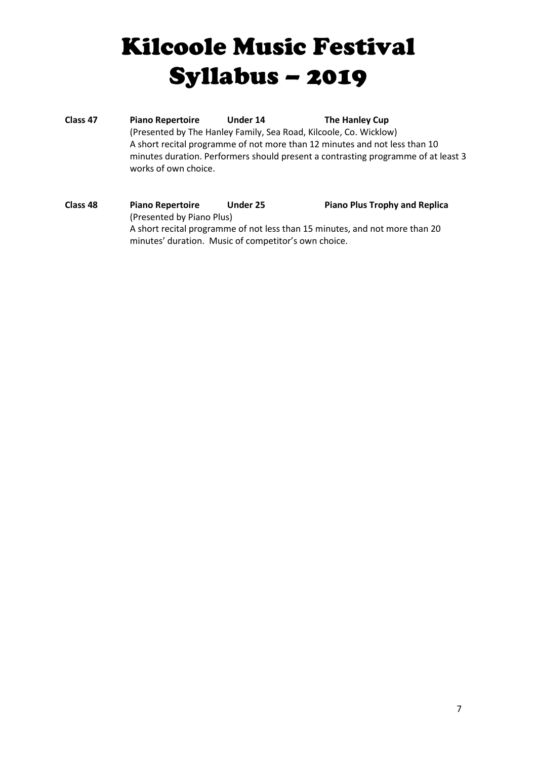# Kilcoole Music Festival Syllabus – 2019

**Class 47** **Piano Repertoire** **Under 14** **The Hanley Cup**

(Presented by The Hanley Family, Sea Road, Kilcoole, Co. Wicklow)
A short recital programme of not more than 12 minutes and not less than 10 minutes duration. Performers should present a contrasting programme of at least 3 works of own choice.

**Class 48** **Piano Repertoire** **Under 25** **Piano Plus Trophy and Replica**

(Presented by Piano Plus)
A short recital programme of not less than 15 minutes, and not more than 20 minutes' duration. Music of competitor's own choice.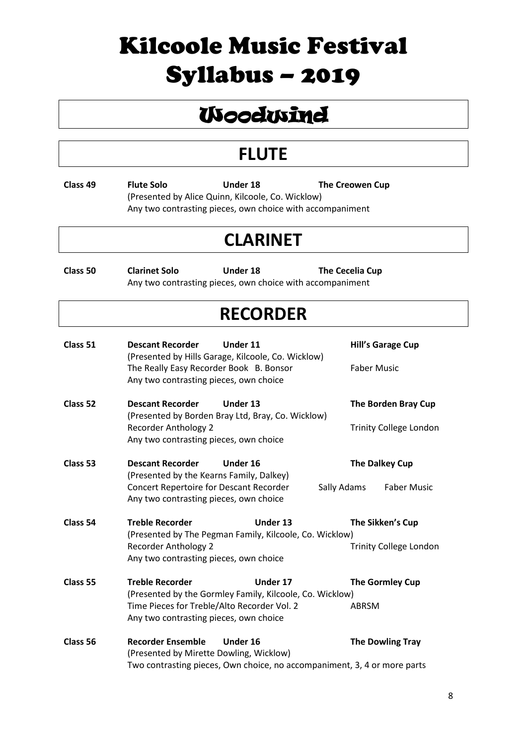# Kilcoole Music Festival Syllabus – 2019

# Woodwind

## FLUTE

**Class 49** **Flute Solo** **Under 18** **The Creowen Cup**
(Presented by Alice Quinn, Kilcoole, Co. Wicklow)
Any two contrasting pieces, own choice with accompaniment

## CLARINET

**Class 50** **Clarinet Solo** **Under 18** **The Cecelia Cup**
Any two contrasting pieces, own choice with accompaniment

## RECORDER

**Class 51** **Descant Recorder** **Under 11** **Hill's Garage Cup**
(Presented by Hills Garage, Kilcoole, Co. Wicklow)
The Really Easy Recorder Book B. Bonsor — Faber Music
Any two contrasting pieces, own choice

**Class 52** **Descant Recorder** **Under 13** **The Borden Bray Cup**
(Presented by Borden Bray Ltd, Bray, Co. Wicklow)
Recorder Anthology 2 — Trinity College London
Any two contrasting pieces, own choice

**Class 53** **Descant Recorder** **Under 16** **The Dalkey Cup**
(Presented by the Kearns Family, Dalkey)
Concert Repertoire for Descant Recorder — Sally Adams — Faber Music
Any two contrasting pieces, own choice

**Class 54** **Treble Recorder** **Under 13** **The Sikken's Cup**
(Presented by The Pegman Family, Kilcoole, Co. Wicklow)
Recorder Anthology 2 — Trinity College London
Any two contrasting pieces, own choice

**Class 55** **Treble Recorder** **Under 17** **The Gormley Cup**
(Presented by the Gormley Family, Kilcoole, Co. Wicklow)
Time Pieces for Treble/Alto Recorder Vol. 2 — ABRSM
Any two contrasting pieces, own choice

**Class 56** **Recorder Ensemble** **Under 16** **The Dowling Tray**
(Presented by Mirette Dowling, Wicklow)
Two contrasting pieces, Own choice, no accompaniment, 3, 4 or more parts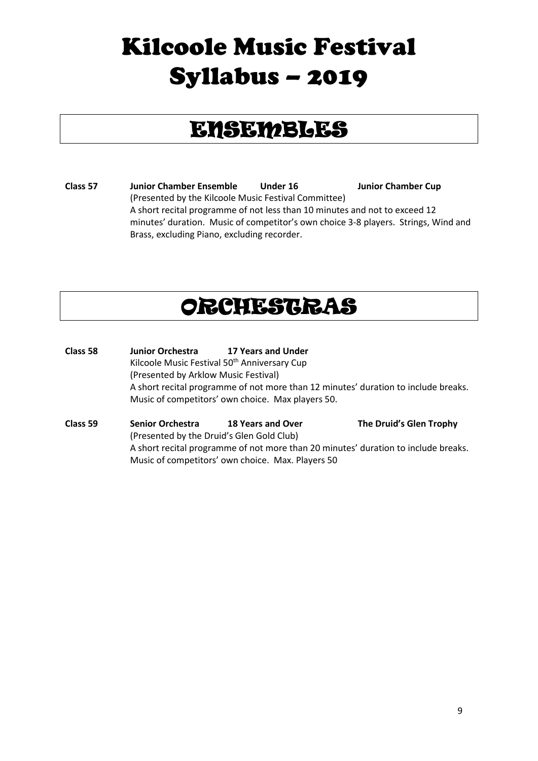# Kilcoole Music Festival Syllabus – 2019

## ENSEMBLES

**Class 57 Junior Chamber Ensemble Under 16 Junior Chamber Cup**

(Presented by the Kilcoole Music Festival Committee)

A short recital programme of not less than 10 minutes and not to exceed 12 minutes' duration. Music of competitor's own choice 3-8 players. Strings, Wind and Brass, excluding Piano, excluding recorder.

## ORCHESTRAS

**Class 58 Junior Orchestra 17 Years and Under**

Kilcoole Music Festival 50th Anniversary Cup

(Presented by Arklow Music Festival)

A short recital programme of not more than 12 minutes' duration to include breaks. Music of competitors' own choice. Max players 50.

**Class 59 Senior Orchestra 18 Years and Over The Druid's Glen Trophy**

(Presented by the Druid's Glen Gold Club)

A short recital programme of not more than 20 minutes' duration to include breaks. Music of competitors' own choice. Max. Players 50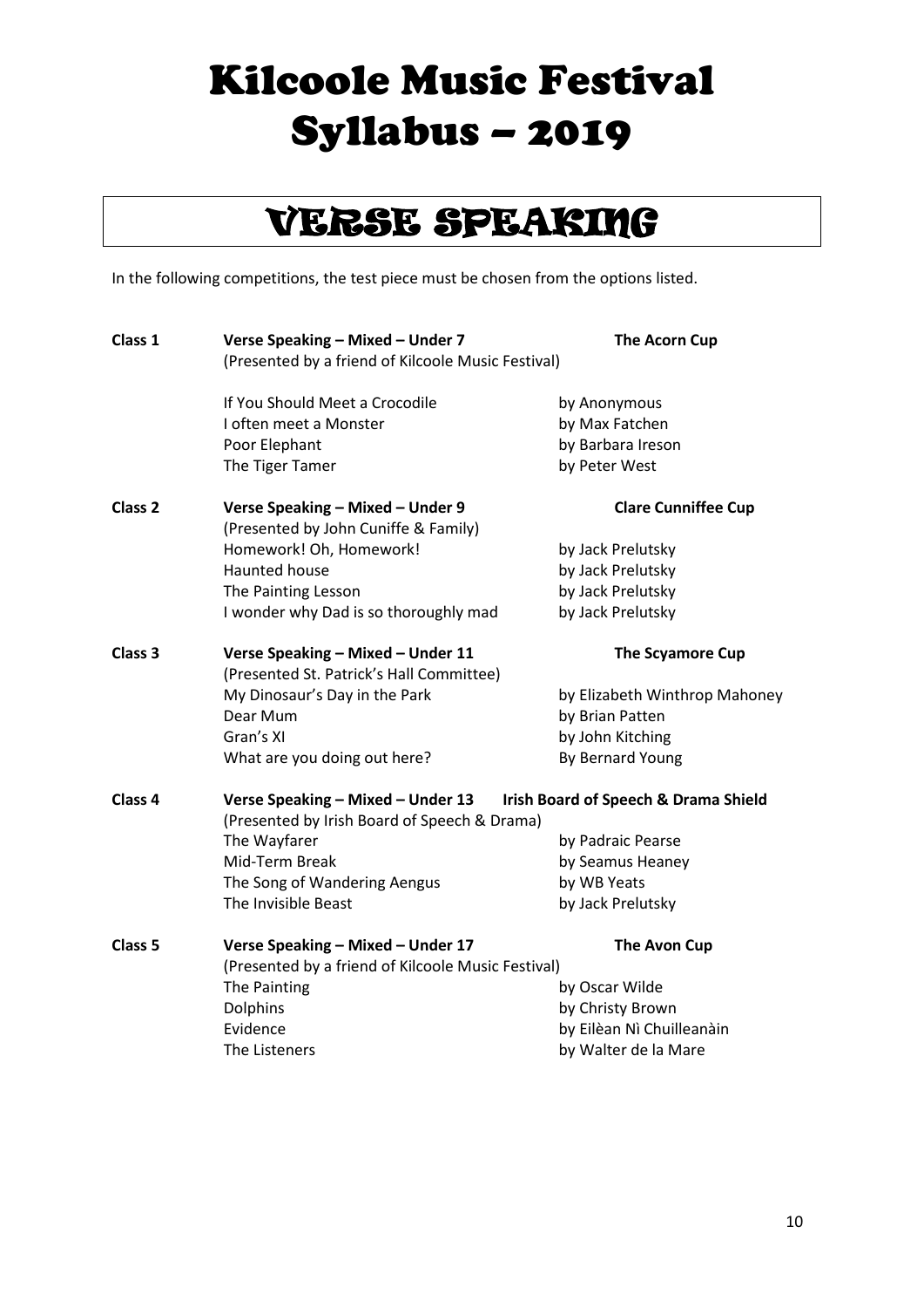# Kilcoole Music Festival Syllabus – 2019

## VERSE SPEAKING

In the following competitions, the test piece must be chosen from the options listed.

**Class 1** — **Verse Speaking – Mixed – Under 7** — **The Acorn Cup**
(Presented by a friend of Kilcoole Music Festival)

| | |
|---|---|
| If You Should Meet a Crocodile | by Anonymous |
| I often meet a Monster | by Max Fatchen |
| Poor Elephant | by Barbara Ireson |
| The Tiger Tamer | by Peter West |

**Class 2** — **Verse Speaking – Mixed – Under 9** — **Clare Cunniffee Cup**
(Presented by John Cuniffe & Family)

| | |
|---|---|
| Homework! Oh, Homework! | by Jack Prelutsky |
| Haunted house | by Jack Prelutsky |
| The Painting Lesson | by Jack Prelutsky |
| I wonder why Dad is so thoroughly mad | by Jack Prelutsky |

**Class 3** — **Verse Speaking – Mixed – Under 11** — **The Scyamore Cup**
(Presented St. Patrick's Hall Committee)

| | |
|---|---|
| My Dinosaur's Day in the Park | by Elizabeth Winthrop Mahoney |
| Dear Mum | by Brian Patten |
| Gran's XI | by John Kitching |
| What are you doing out here? | By Bernard Young |

**Class 4** — **Verse Speaking – Mixed – Under 13** — **Irish Board of Speech & Drama Shield**
(Presented by Irish Board of Speech & Drama)

| | |
|---|---|
| The Wayfarer | by Padraic Pearse |
| Mid-Term Break | by Seamus Heaney |
| The Song of Wandering Aengus | by WB Yeats |
| The Invisible Beast | by Jack Prelutsky |

**Class 5** — **Verse Speaking – Mixed – Under 17** — **The Avon Cup**
(Presented by a friend of Kilcoole Music Festival)

| | |
|---|---|
| The Painting | by Oscar Wilde |
| Dolphins | by Christy Brown |
| Evidence | by Eilèan Nì Chuilleanàin |
| The Listeners | by Walter de la Mare |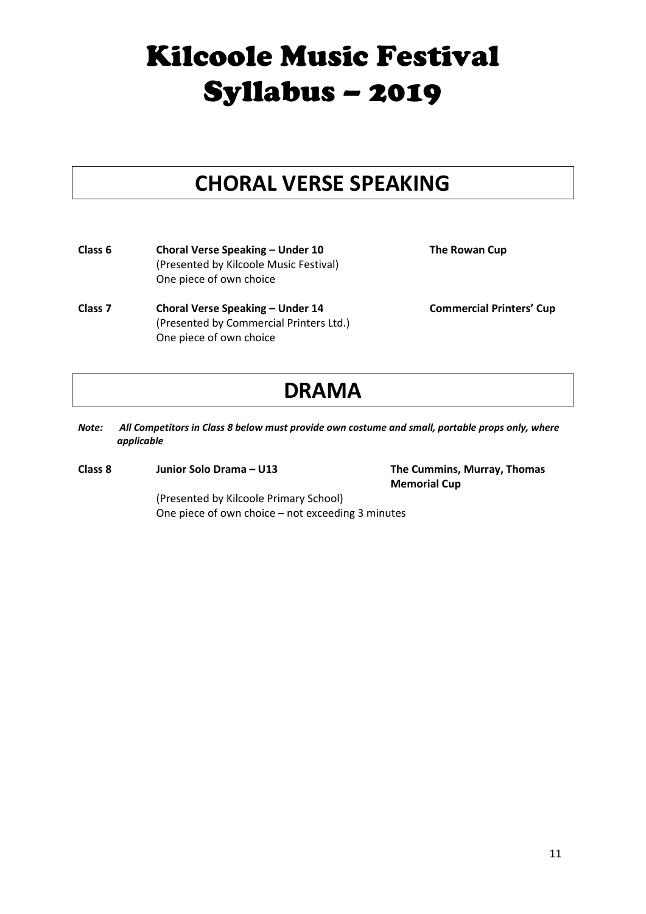# Kilcoole Music Festival Syllabus – 2019

## CHORAL VERSE SPEAKING

**Class 6** **Choral Verse Speaking – Under 10** **The Rowan Cup**
(Presented by Kilcoole Music Festival)
One piece of own choice

**Class 7** **Choral Verse Speaking – Under 14** **Commercial Printers' Cup**
(Presented by Commercial Printers Ltd.)
One piece of own choice

## DRAMA

***Note:*** ***All Competitors in Class 8 below must provide own costume and small, portable props only, where applicable***

**Class 8** **Junior Solo Drama – U13** **The Cummins, Murray, Thomas Memorial Cup**
(Presented by Kilcoole Primary School)
One piece of own choice – not exceeding 3 minutes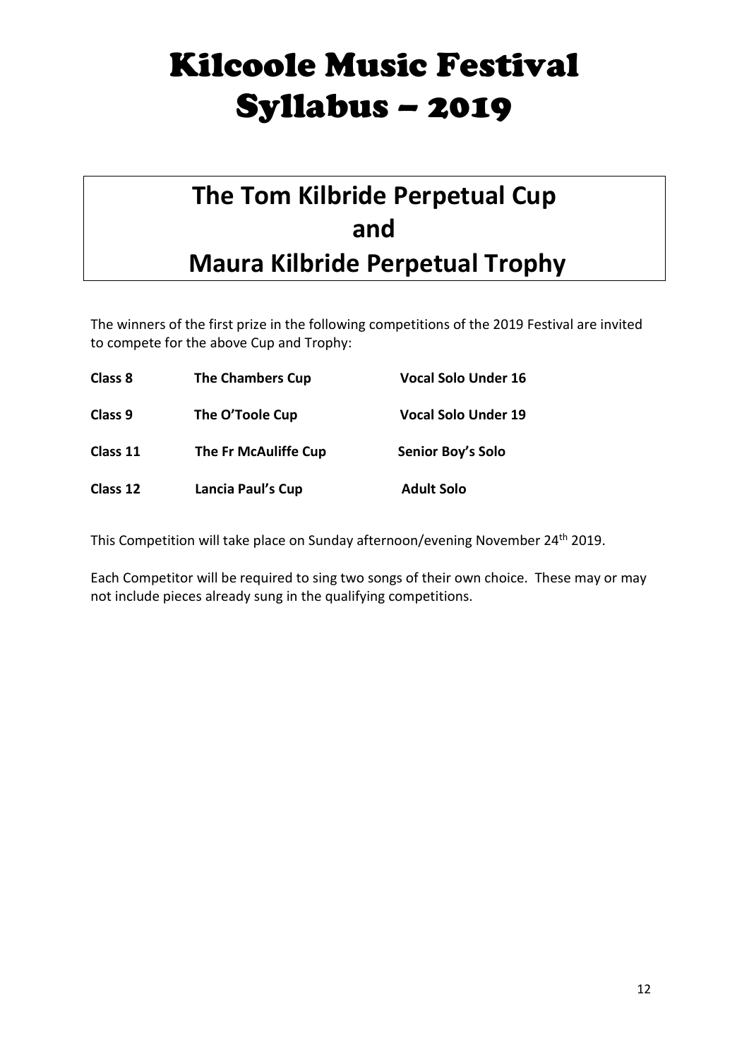# Kilcoole Music Festival Syllabus – 2019

## The Tom Kilbride Perpetual Cup and Maura Kilbride Perpetual Trophy

The winners of the first prize in the following competitions of the 2019 Festival are invited to compete for the above Cup and Trophy:

| | | |
|---|---|---|
| **Class 8** | **The Chambers Cup** | **Vocal Solo Under 16** |
| **Class 9** | **The O'Toole Cup** | **Vocal Solo Under 19** |
| **Class 11** | **The Fr McAuliffe Cup** | **Senior Boy's Solo** |
| **Class 12** | **Lancia Paul's Cup** | **Adult Solo** |

This Competition will take place on Sunday afternoon/evening November 24th 2019.

Each Competitor will be required to sing two songs of their own choice. These may or may not include pieces already sung in the qualifying competitions.